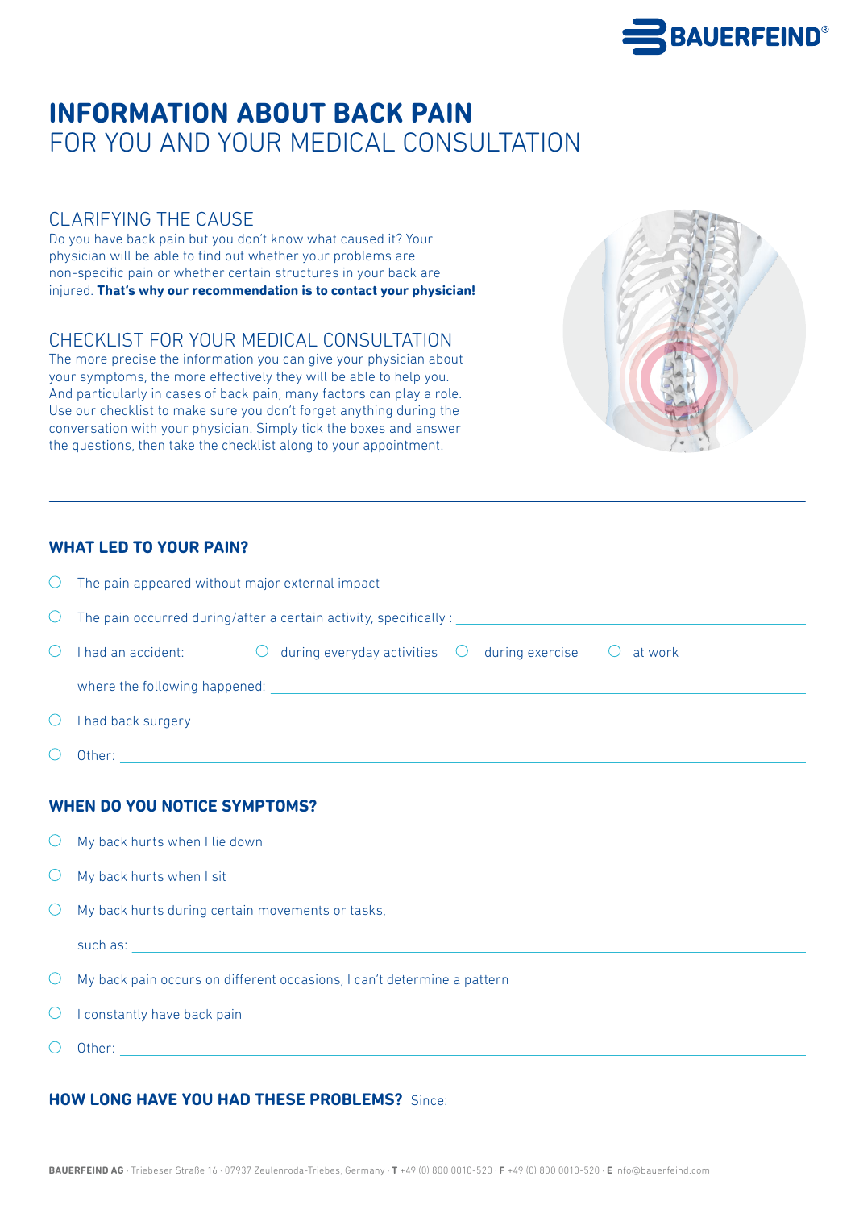# INFORMATION ABOUT BACK PAIN
FOR YOU AND YOUR MEDICAL CONSULTATION

## CLARIFYING THE CAUSE

Do you have back pain but you don't know what caused it? Your physician will be able to find out whether your problems are non-specific pain or whether certain structures in your back are injured. **That's why our recommendation is to contact your physician!**

## CHECKLIST FOR YOUR MEDICAL CONSULTATION

The more precise the information you can give your physician about your symptoms, the more effectively they will be able to help you. And particularly in cases of back pain, many factors can play a role. Use our checklist to make sure you don't forget anything during the conversation with your physician. Simply tick the boxes and answer the questions, then take the checklist along to your appointment.

---

### WHAT LED TO YOUR PAIN?

- ○ The pain appeared without major external impact
- ○ The pain occurred during/after a certain activity, specifically : ______________________
- ○ I had an accident: ○ during everyday activities ○ during exercise ○ at work

  where the following happened: ______________________
- ○ I had back surgery
- ○ Other: ______________________

### WHEN DO YOU NOTICE SYMPTOMS?

- ○ My back hurts when I lie down
- ○ My back hurts when I sit
- ○ My back hurts during certain movements or tasks,

  such as: ______________________
- ○ My back pain occurs on different occasions, I can't determine a pattern
- ○ I constantly have back pain
- ○ Other: ______________________

### HOW LONG HAVE YOU HAD THESE PROBLEMS? Since: ______________________

**BAUERFEIND AG** · Triebeser Straße 16 · 07937 Zeulenroda-Triebes, Germany · **T** +49 (0) 800 0010-520 · **F** +49 (0) 800 0010-520 · **E** info@bauerfeind.com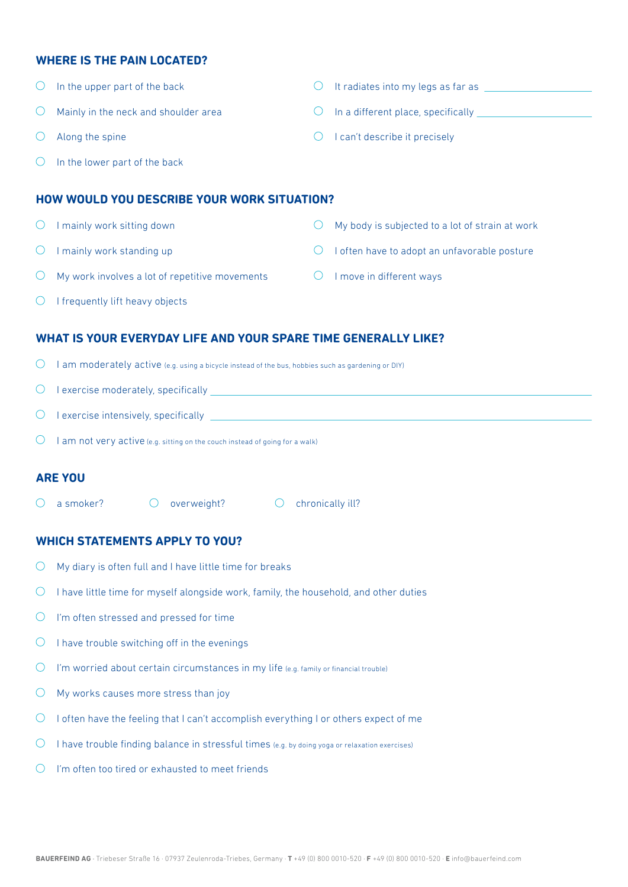## WHERE IS THE PAIN LOCATED?

- ○ In the upper part of the back
- ○ Mainly in the neck and shoulder area
- ○ Along the spine
- ○ In the lower part of the back
- ○ It radiates into my legs as far as \_\_\_\_\_\_\_\_\_\_\_\_\_\_\_\_\_\_\_\_
- ○ In a different place, specifically \_\_\_\_\_\_\_\_\_\_\_\_\_\_\_\_\_\_\_\_
- ○ I can't describe it precisely

## HOW WOULD YOU DESCRIBE YOUR WORK SITUATION?

- ○ I mainly work sitting down
- ○ I mainly work standing up
- ○ My work involves a lot of repetitive movements
- ○ I frequently lift heavy objects
- ○ My body is subjected to a lot of strain at work
- ○ I often have to adopt an unfavorable posture
- ○ I move in different ways

## WHAT IS YOUR EVERYDAY LIFE AND YOUR SPARE TIME GENERALLY LIKE?

- ○ I am moderately active (e.g. using a bicycle instead of the bus, hobbies such as gardening or DIY)
- ○ I exercise moderately, specifically \_\_\_\_\_\_\_\_\_\_\_\_\_\_\_\_\_\_\_\_\_\_\_\_\_\_\_\_\_\_\_\_\_\_\_\_\_\_\_\_
- ○ I exercise intensively, specifically \_\_\_\_\_\_\_\_\_\_\_\_\_\_\_\_\_\_\_\_\_\_\_\_\_\_\_\_\_\_\_\_\_\_\_\_\_\_\_\_
- ○ I am not very active (e.g. sitting on the couch instead of going for a walk)

## ARE YOU

○ a smoker? ○ overweight? ○ chronically ill?

## WHICH STATEMENTS APPLY TO YOU?

- ○ My diary is often full and I have little time for breaks
- ○ I have little time for myself alongside work, family, the household, and other duties
- ○ I'm often stressed and pressed for time
- ○ I have trouble switching off in the evenings
- ○ I'm worried about certain circumstances in my life (e.g. family or financial trouble)
- ○ My works causes more stress than joy
- ○ I often have the feeling that I can't accomplish everything I or others expect of me
- ○ I have trouble finding balance in stressful times (e.g. by doing yoga or relaxation exercises)
- ○ I'm often too tired or exhausted to meet friends

**BAUERFEIND AG** · Triebeser Straße 16 · 07937 Zeulenroda-Triebes, Germany · **T** +49 (0) 800 0010-520 · **F** +49 (0) 800 0010-520 · **E** info@bauerfeind.com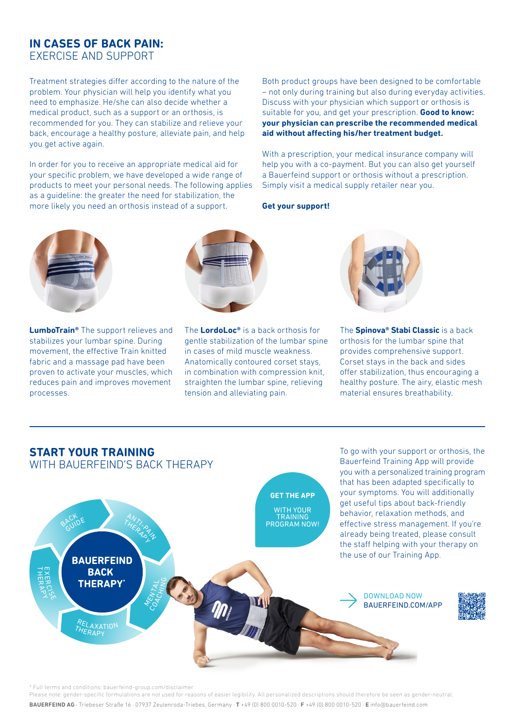## IN CASES OF BACK PAIN:
EXERCISE AND SUPPORT

Treatment strategies differ according to the nature of the problem. Your physician will help you identify what you need to emphasize. He/she can also decide whether a medical product, such as a support or an orthosis, is recommended for you. They can stabilize and relieve your back, encourage a healthy posture, alleviate pain, and help you get active again.

In order for you to receive an appropriate medical aid for your specific problem, we have developed a wide range of products to meet your personal needs. The following applies as a guideline: the greater the need for stabilization, the more likely you need an orthosis instead of a support.

Both product groups have been designed to be comfortable – not only during training but also during everyday activities. Discuss with your physician which support or orthosis is suitable for you, and get your prescription. **Good to know: your physician can prescribe the recommended medical aid without affecting his/her treatment budget.**

With a prescription, your medical insurance company will help you with a co-payment. But you can also get yourself a Bauerfeind support or orthosis without a prescription. Simply visit a medical supply retailer near you.

**Get your support!**

**LumboTrain®** The support relieves and stabilizes your lumbar spine. During movement, the effective Train knitted fabric and a massage pad have been proven to activate your muscles, which reduces pain and improves movement processes.

The **LordoLoc®** is a back orthosis for gentle stabilization of the lumbar spine in cases of mild muscle weakness. Anatomically contoured corset stays, in combination with compression knit, straighten the lumbar spine, relieving tension and alleviating pain.

The **Spinova® Stabi Classic** is a back orthosis for the lumbar spine that provides comprehensive support. Corset stays in the back and sides offer stabilization, thus encouraging a healthy posture. The airy, elastic mesh material ensures breathability.

## START YOUR TRAINING
WITH BAUERFEIND'S BACK THERAPY

BAUERFEIND BACK THERAPY*

BACK GUIDE

ANTI-PAIN THERAPY

MENTAL COACHING

RELAXATION THERAPY

EXERCISE THERAPY

**GET THE APP**
WITH YOUR TRAINING PROGRAM NOW!

To go with your support or orthosis, the Bauerfeind Training App will provide you with a personalized training program that has been adapted specifically to your symptoms. You will additionally get useful tips about back-friendly behavior, relaxation methods, and effective stress management. If you're already being treated, please consult the staff helping with your therapy on the use of our Training App.

DOWNLOAD NOW
BAUERFEIND.COM/APP

\* Full terms and conditions: bauerfeind-group.com/disclaimer
Please note: gender-specific formulations are not used for reasons of easier legibility. All personalized descriptions should therefore be seen as gender-neutral.

**BAUERFEIND AG** · Triebeser Straße 16 · 07937 Zeulenroda-Triebes, Germany · **T** +49 (0) 800 0010-520 · **F** +49 (0) 800 0010-520 · **E** info@bauerfeind.com